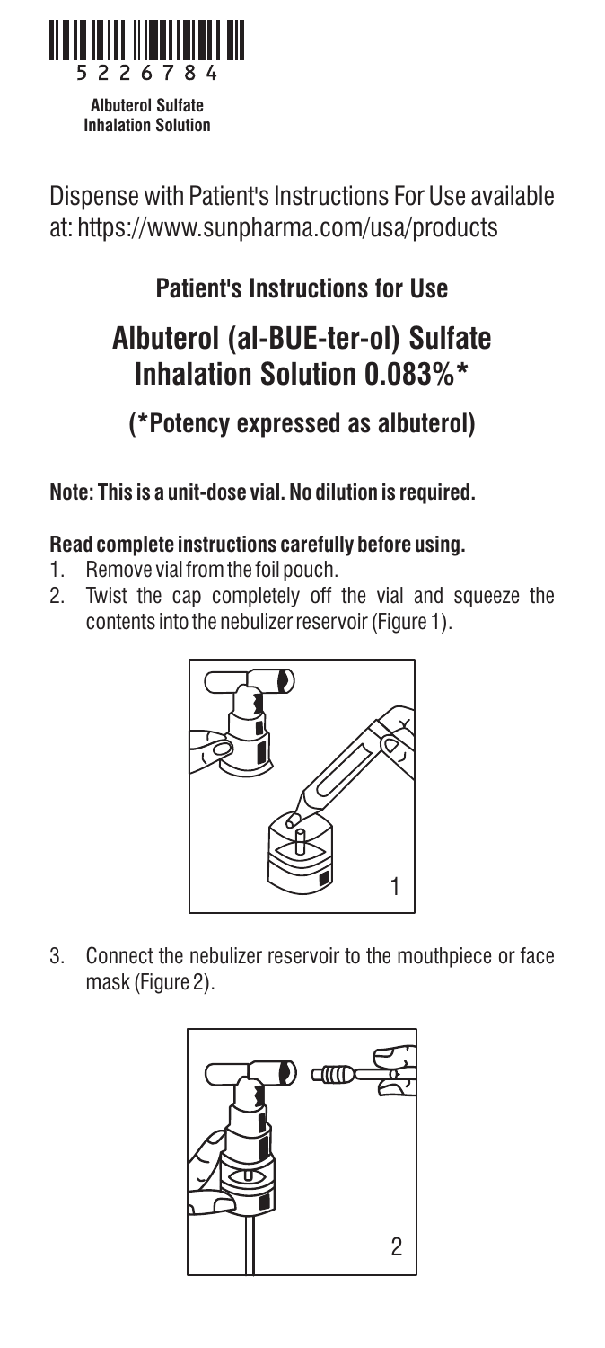5226784

**Albuterol Sulfate Inhalation Solution**

Dispense with Patient's Instructions For Use available at: https://www.sunpharma.com/usa/products

## Patient's Instructions for Use

# Albuterol (al-BUE-ter-ol) Sulfate Inhalation Solution 0.083%*

## (*Potency expressed as albuterol)

**Note: This is a unit-dose vial. No dilution is required.**

**Read complete instructions carefully before using.**

1. Remove vial from the foil pouch.
2. Twist the cap completely off the vial and squeeze the contents into the nebulizer reservoir (Figure 1).

1

3. Connect the nebulizer reservoir to the mouthpiece or face mask (Figure 2).

2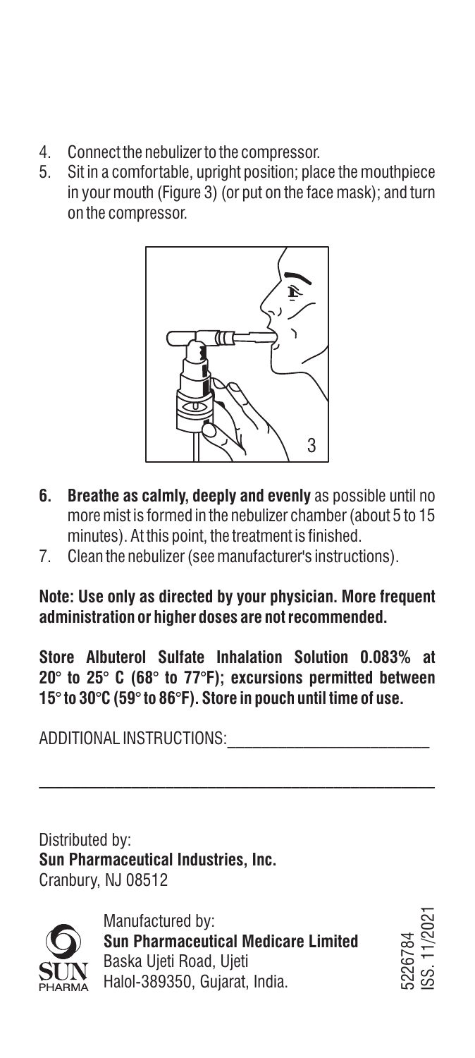4. Connect the nebulizer to the compressor.
5. Sit in a comfortable, upright position; place the mouthpiece in your mouth (Figure 3) (or put on the face mask); and turn on the compressor.

3

6. **Breathe as calmly, deeply and evenly** as possible until no more mist is formed in the nebulizer chamber (about 5 to 15 minutes). At this point, the treatment is finished.
7. Clean the nebulizer (see manufacturer's instructions).

**Note: Use only as directed by your physician. More frequent administration or higher doses are not recommended.**

**Store Albuterol Sulfate Inhalation Solution 0.083% at 20° to 25° C (68° to 77°F); excursions permitted between 15° to 30°C (59° to 86°F). Store in pouch until time of use.**

ADDITIONAL INSTRUCTIONS:________________________

________________________________________________

Distributed by:
**Sun Pharmaceutical Industries, Inc.**
Cranbury, NJ 08512

Manufactured by:
**Sun Pharmaceutical Medicare Limited**
Baska Ujeti Road, Ujeti
Halol-389350, Gujarat, India.

5226784
ISS. 11/2021